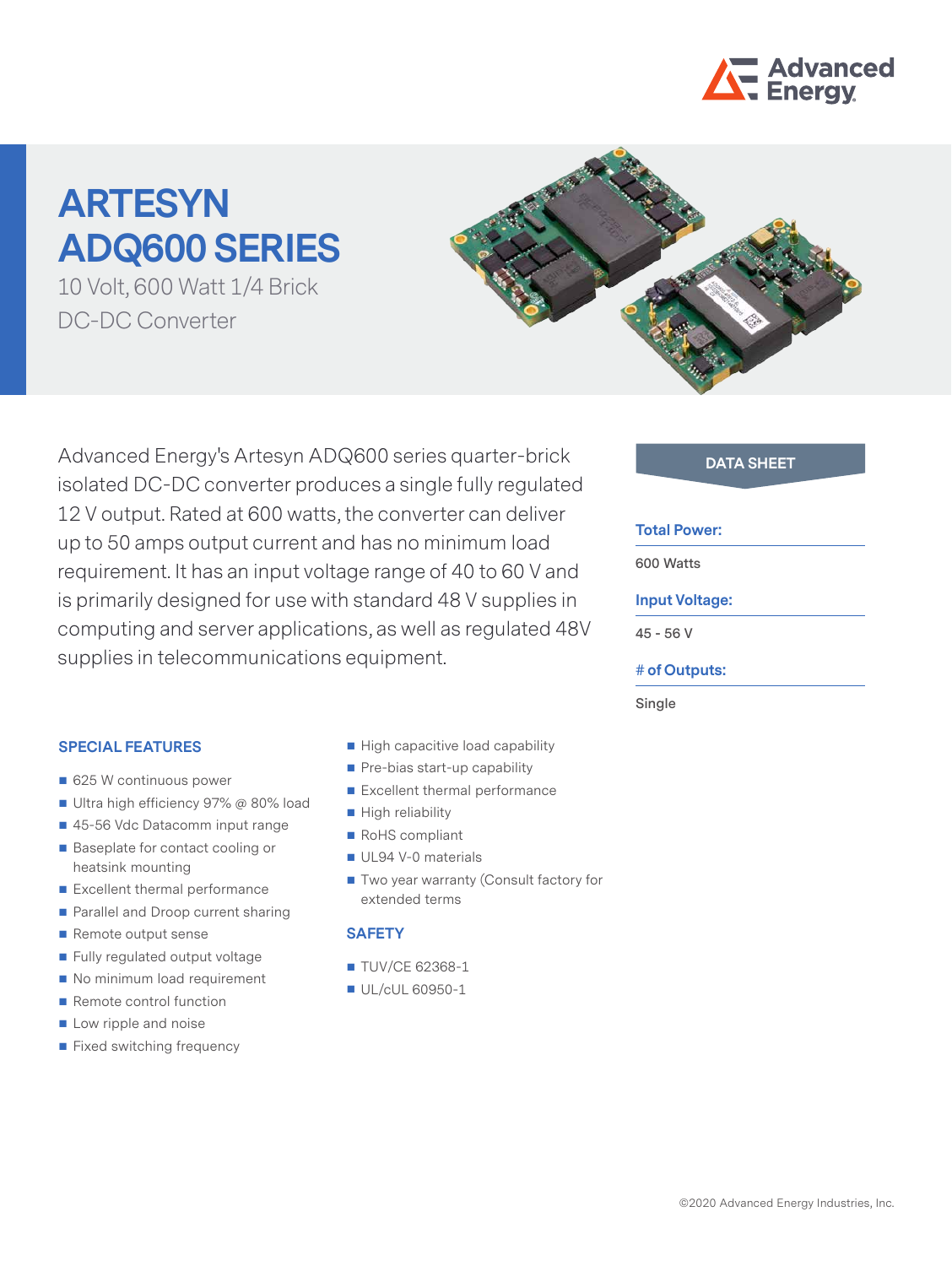# ARTESYN ADQ600 SERIES

10 Volt, 600 Watt 1/4 Brick DC-DC Converter

Advanced Energy's Artesyn ADQ600 series quarter-brick isolated DC-DC converter produces a single fully regulated 12 V output. Rated at 600 watts, the converter can deliver up to 50 amps output current and has no minimum load requirement. It has an input voltage range of 40 to 60 V and is primarily designed for use with standard 48 V supplies in computing and server applications, as well as regulated 48V supplies in telecommunications equipment.

**DATA SHEET**

**Total Power:**

600 Watts

**Input Voltage:**

45 - 56 V

**# of Outputs:**

Single

## SPECIAL FEATURES

- 625 W continuous power
- Ultra high efficiency 97% @ 80% load
- 45-56 Vdc Datacomm input range
- Baseplate for contact cooling or heatsink mounting
- Excellent thermal performance
- Parallel and Droop current sharing
- Remote output sense
- Fully regulated output voltage
- No minimum load requirement
- Remote control function
- Low ripple and noise
- Fixed switching frequency
- High capacitive load capability
- Pre-bias start-up capability
- Excellent thermal performance
- High reliability
- RoHS compliant
- UL94 V-0 materials
- Two year warranty (Consult factory for extended terms

## SAFETY

- TUV/CE 62368-1
- UL/cUL 60950-1

©2020 Advanced Energy Industries, Inc.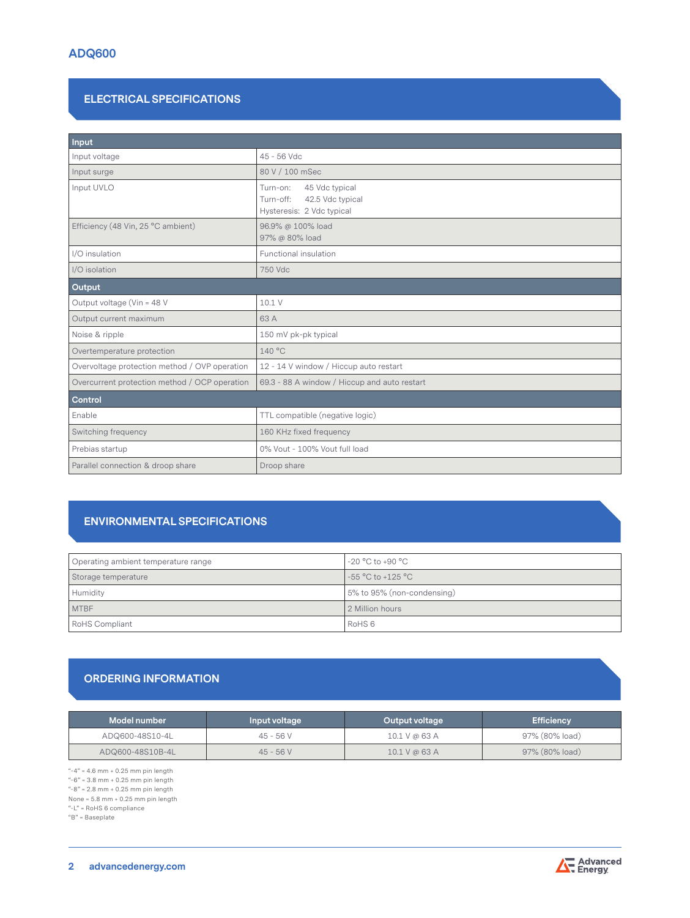# ADQ600

## ELECTRICAL SPECIFICATIONS

| Input | |
|---|---|
| Input voltage | 45 - 56 Vdc |
| Input surge | 80 V / 100 mSec |
| Input UVLO | Turn-on: 45 Vdc typical<br>Turn-off: 42.5 Vdc typical<br>Hysteresis: 2 Vdc typical |
| Efficiency (48 Vin, 25 °C ambient) | 96.9% @ 100% load<br>97% @ 80% load |
| I/O insulation | Functional insulation |
| I/O isolation | 750 Vdc |
| **Output** | |
| Output voltage (Vin = 48 V | 10.1 V |
| Output current maximum | 63 A |
| Noise & ripple | 150 mV pk-pk typical |
| Overtemperature protection | 140 °C |
| Overvoltage protection method / OVP operation | 12 - 14 V window / Hiccup auto restart |
| Overcurrent protection method / OCP operation | 69.3 - 88 A window / Hiccup and auto restart |
| **Control** | |
| Enable | TTL compatible (negative logic) |
| Switching frequency | 160 KHz fixed frequency |
| Prebias startup | 0% Vout - 100% Vout full load |
| Parallel connection & droop share | Droop share |

## ENVIRONMENTAL SPECIFICATIONS

| | |
|---|---|
| Operating ambient temperature range | -20 °C to +90 °C |
| Storage temperature | -55 °C to +125 °C |
| Humidity | 5% to 95% (non-condensing) |
| MTBF | 2 Million hours |
| RoHS Compliant | RoHS 6 |

## ORDERING INFORMATION

| Model number | Input voltage | Output voltage | Efficiency |
|---|---|---|---|
| ADQ600-48S10-4L | 45 - 56 V | 10.1 V @ 63 A | 97% (80% load) |
| ADQ600-48S10B-4L | 45 - 56 V | 10.1 V @ 63 A | 97% (80% load) |

"-4" = 4.6 mm + 0.25 mm pin length
"-6" = 3.8 mm + 0.25 mm pin length
"-8" = 2.8 mm + 0.25 mm pin length
None = 5.8 mm + 0.25 mm pin length
"-L" = RoHS 6 compliance
"B" = Baseplate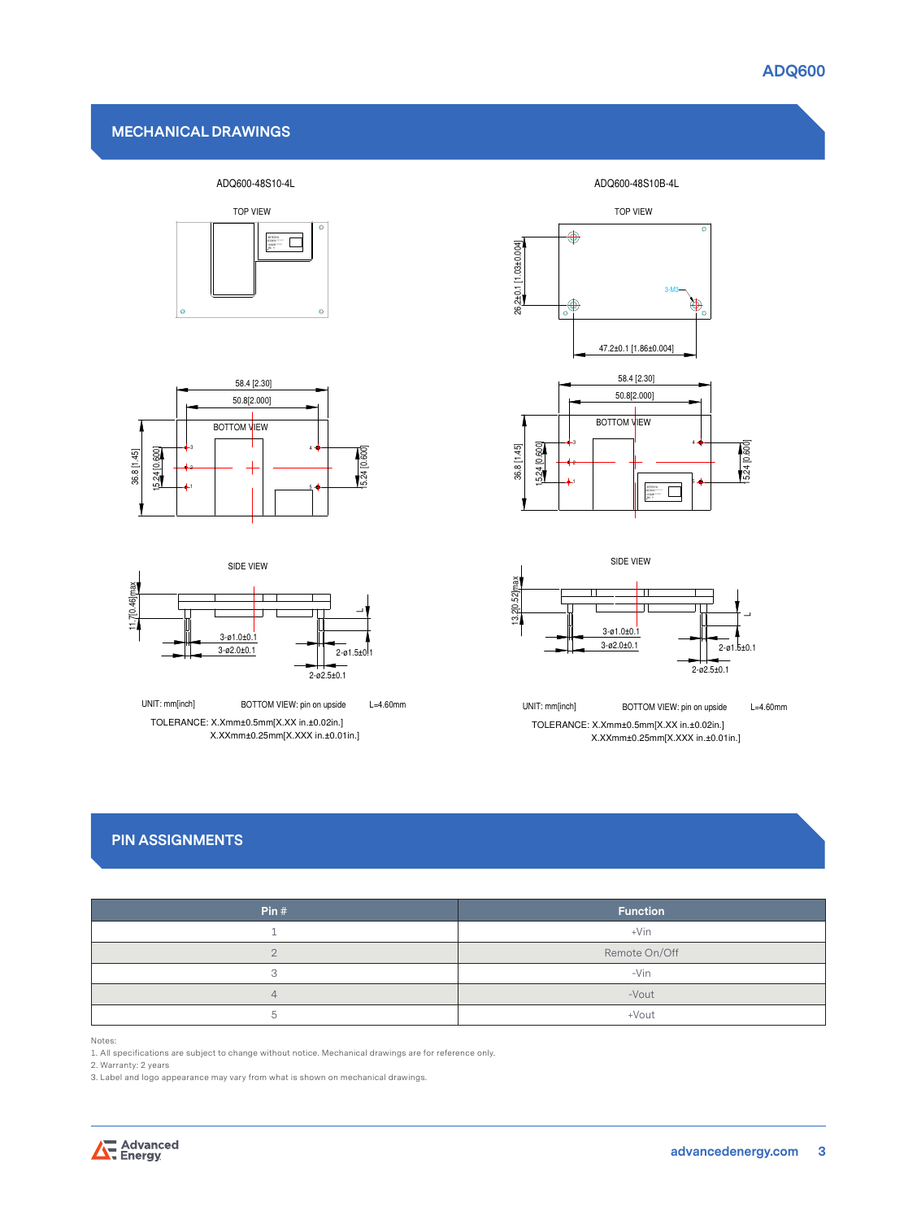## MECHANICAL DRAWINGS

ADQ600-48S10-4L

TOP VIEW

BOTTOM VIEW

58.4 [2.30]

50.8[2.000]

36.8 [1.45]

15.24 [0.600]

SIDE VIEW

11.7[0.46]max

3-ø1.0±0.1

3-ø2.0±0.1

2-ø1.5±0.1

2-ø2.5±0.1

L

UNIT: mm[inch]     BOTTOM VIEW: pin on upside     L=4.60mm

TOLERANCE: X.Xmm±0.5mm[X.XX in.±0.02in.]
X.XXmm±0.25mm[X.XXX in.±0.01in.]

ADQ600-48S10B-4L

TOP VIEW

26.2±0.1 [1.03±0.004]

3-M3

47.2±0.1 [1.86±0.004]

BOTTOM VIEW

58.4 [2.30]

50.8[2.000]

36.8 [1.45]

15.24 [0.600]

SIDE VIEW

13.2[0.52]max

3-ø1.0±0.1

3-ø2.0±0.1

2-ø1.5±0.1

2-ø2.5±0.1

L

UNIT: mm[inch]     BOTTOM VIEW: pin on upside     L=4.60mm

TOLERANCE: X.Xmm±0.5mm[X.XX in.±0.02in.]
X.XXmm±0.25mm[X.XXX in.±0.01in.]

## PIN ASSIGNMENTS

| Pin # | Function |
|---|---|
| 1 | +Vin |
| 2 | Remote On/Off |
| 3 | -Vin |
| 4 | -Vout |
| 5 | +Vout |

Notes:
1. All specifications are subject to change without notice. Mechanical drawings are for reference only.
2. Warranty: 2 years
3. Label and logo appearance may vary from what is shown on mechanical drawings.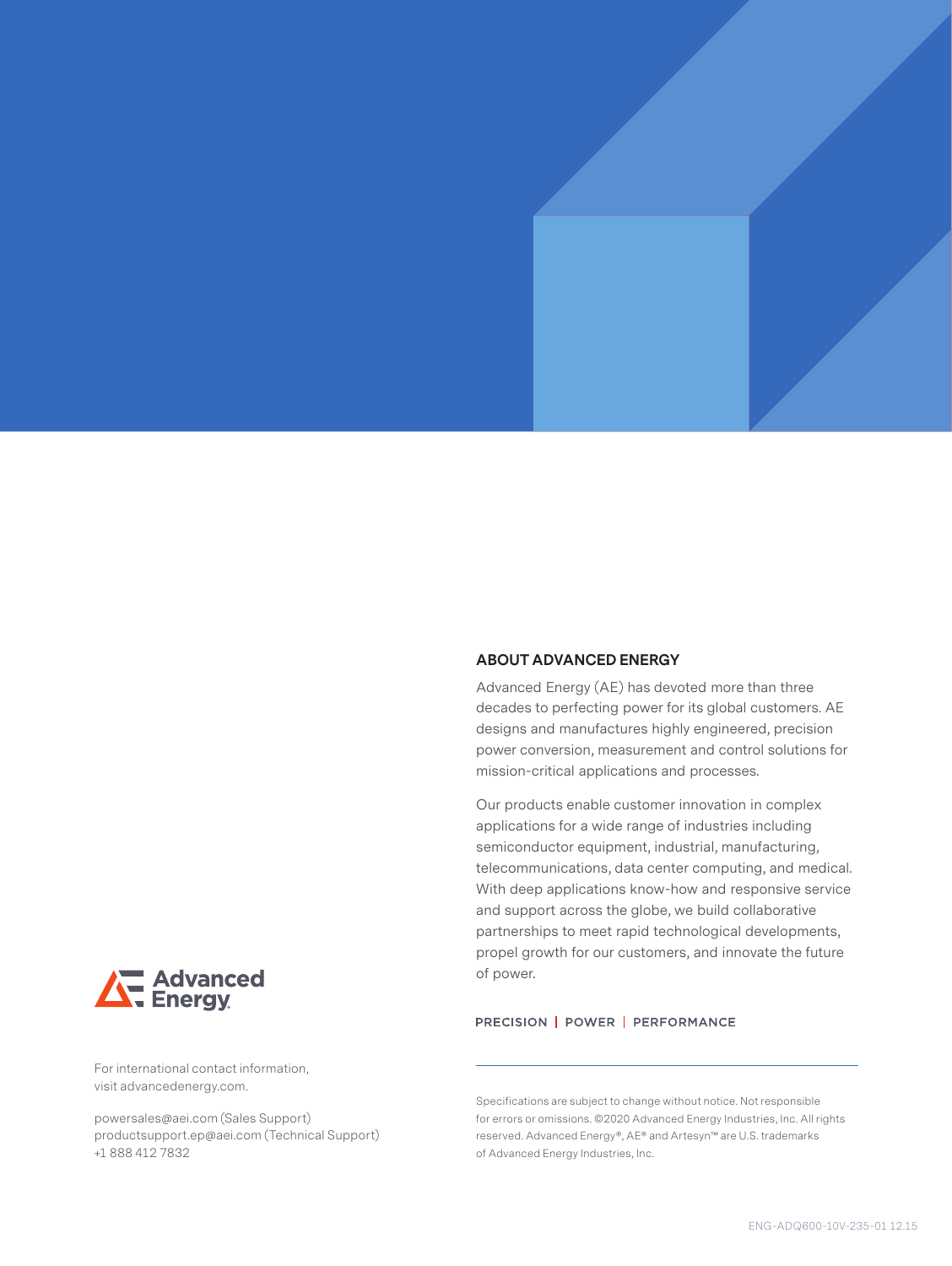## ABOUT ADVANCED ENERGY

Advanced Energy (AE) has devoted more than three decades to perfecting power for its global customers. AE designs and manufactures highly engineered, precision power conversion, measurement and control solutions for mission-critical applications and processes.

Our products enable customer innovation in complex applications for a wide range of industries including semiconductor equipment, industrial, manufacturing, telecommunications, data center computing, and medical. With deep applications know-how and responsive service and support across the globe, we build collaborative partnerships to meet rapid technological developments, propel growth for our customers, and innovate the future of power.

PRECISION | POWER | PERFORMANCE

Advanced Energy

For international contact information, visit advancedenergy.com.

powersales@aei.com (Sales Support)
productsupport.ep@aei.com (Technical Support)
+1 888 412 7832

Specifications are subject to change without notice. Not responsible for errors or omissions. ©2020 Advanced Energy Industries, Inc. All rights reserved. Advanced Energy®, AE® and Artesyn™ are U.S. trademarks of Advanced Energy Industries, Inc.

ENG-ADQ600-10V-235-01 12.15